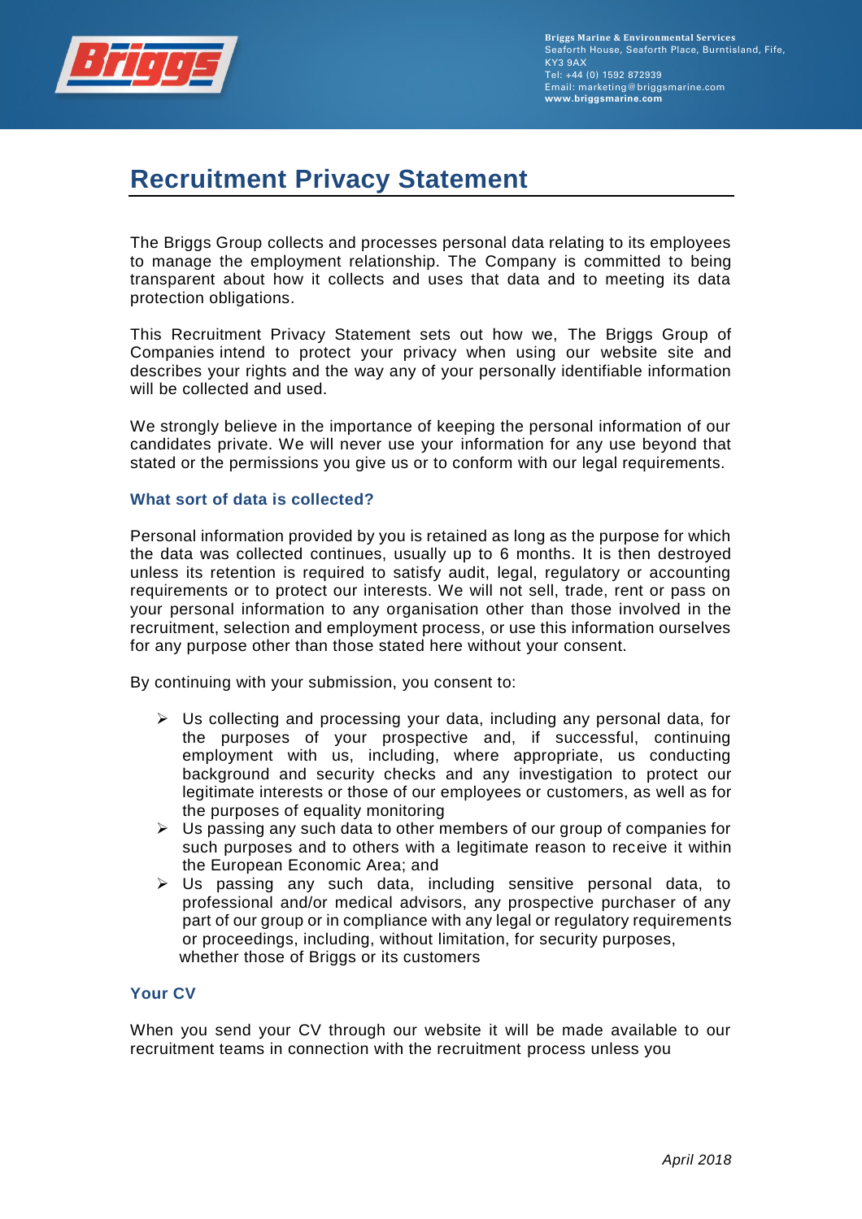Briggs Marine & Environmental Services
Seaforth House, Seaforth Place, Burntisland, Fife, KY3 9AX
Tel: +44 (0) 1592 872939
Email: marketing@briggsmarine.com
www.briggsmarine.com

# Recruitment Privacy Statement

The Briggs Group collects and processes personal data relating to its employees to manage the employment relationship. The Company is committed to being transparent about how it collects and uses that data and to meeting its data protection obligations.

This Recruitment Privacy Statement sets out how we, The Briggs Group of Companies intend to protect your privacy when using our website site and describes your rights and the way any of your personally identifiable information will be collected and used.

We strongly believe in the importance of keeping the personal information of our candidates private. We will never use your information for any use beyond that stated or the permissions you give us or to conform with our legal requirements.

### What sort of data is collected?

Personal information provided by you is retained as long as the purpose for which the data was collected continues, usually up to 6 months. It is then destroyed unless its retention is required to satisfy audit, legal, regulatory or accounting requirements or to protect our interests. We will not sell, trade, rent or pass on your personal information to any organisation other than those involved in the recruitment, selection and employment process, or use this information ourselves for any purpose other than those stated here without your consent.

By continuing with your submission, you consent to:

- Us collecting and processing your data, including any personal data, for the purposes of your prospective and, if successful, continuing employment with us, including, where appropriate, us conducting background and security checks and any investigation to protect our legitimate interests or those of our employees or customers, as well as for the purposes of equality monitoring
- Us passing any such data to other members of our group of companies for such purposes and to others with a legitimate reason to receive it within the European Economic Area; and
- Us passing any such data, including sensitive personal data, to professional and/or medical advisors, any prospective purchaser of any part of our group or in compliance with any legal or regulatory requirements or proceedings, including, without limitation, for security purposes, whether those of Briggs or its customers

### Your CV

When you send your CV through our website it will be made available to our recruitment teams in connection with the recruitment process unless you

*April 2018*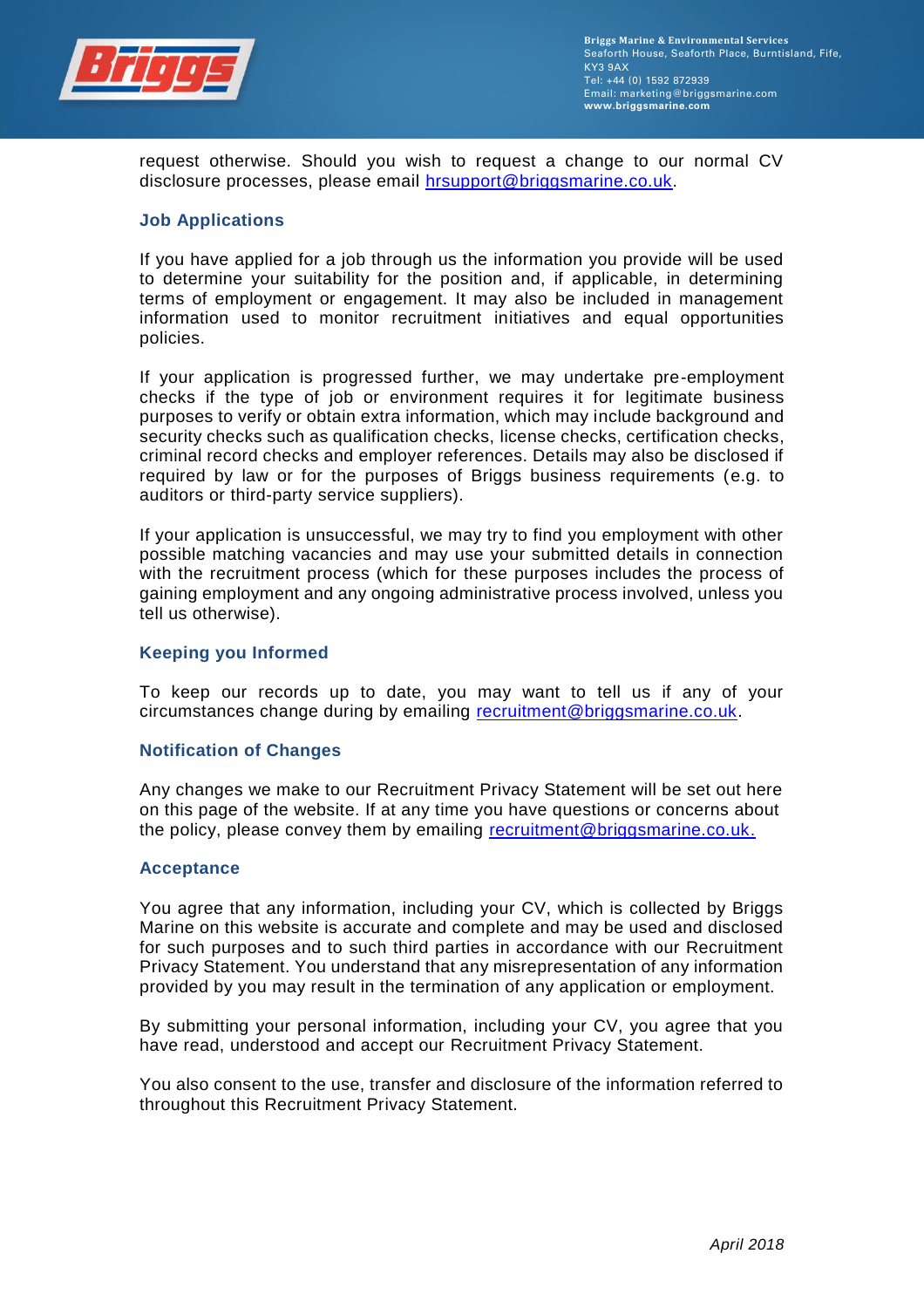request otherwise. Should you wish to request a change to our normal CV disclosure processes, please email hrsupport@briggsmarine.co.uk.

### Job Applications

If you have applied for a job through us the information you provide will be used to determine your suitability for the position and, if applicable, in determining terms of employment or engagement. It may also be included in management information used to monitor recruitment initiatives and equal opportunities policies.

If your application is progressed further, we may undertake pre-employment checks if the type of job or environment requires it for legitimate business purposes to verify or obtain extra information, which may include background and security checks such as qualification checks, license checks, certification checks, criminal record checks and employer references. Details may also be disclosed if required by law or for the purposes of Briggs business requirements (e.g. to auditors or third-party service suppliers).

If your application is unsuccessful, we may try to find you employment with other possible matching vacancies and may use your submitted details in connection with the recruitment process (which for these purposes includes the process of gaining employment and any ongoing administrative process involved, unless you tell us otherwise).

### Keeping you Informed

To keep our records up to date, you may want to tell us if any of your circumstances change during by emailing recruitment@briggsmarine.co.uk.

### Notification of Changes

Any changes we make to our Recruitment Privacy Statement will be set out here on this page of the website. If at any time you have questions or concerns about the policy, please convey them by emailing recruitment@briggsmarine.co.uk.

### Acceptance

You agree that any information, including your CV, which is collected by Briggs Marine on this website is accurate and complete and may be used and disclosed for such purposes and to such third parties in accordance with our Recruitment Privacy Statement. You understand that any misrepresentation of any information provided by you may result in the termination of any application or employment.

By submitting your personal information, including your CV, you agree that you have read, understood and accept our Recruitment Privacy Statement.

You also consent to the use, transfer and disclosure of the information referred to throughout this Recruitment Privacy Statement.

*April 2018*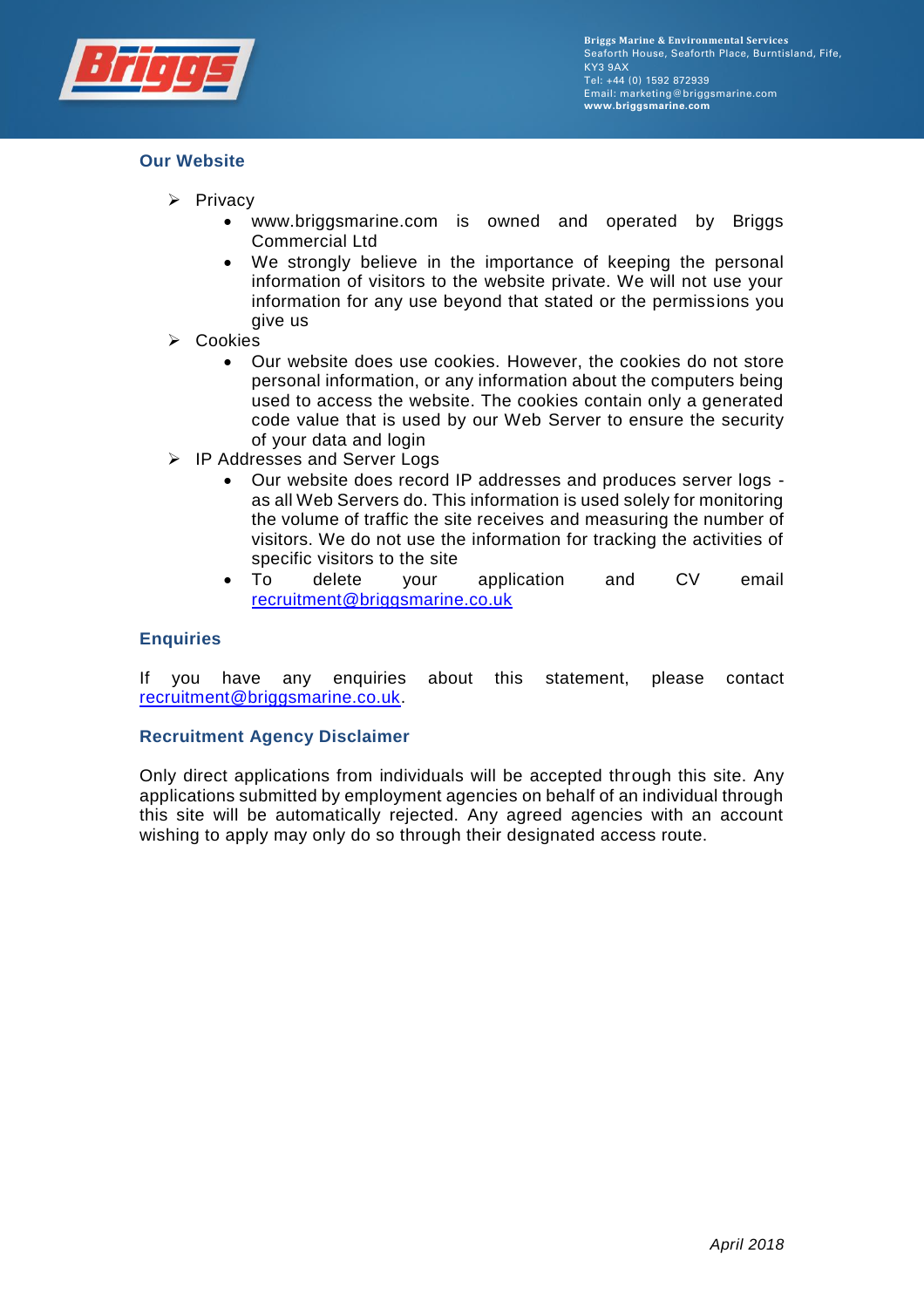## Our Website

- Privacy
  - www.briggsmarine.com is owned and operated by Briggs Commercial Ltd
  - We strongly believe in the importance of keeping the personal information of visitors to the website private. We will not use your information for any use beyond that stated or the permissions you give us
- Cookies
  - Our website does use cookies. However, the cookies do not store personal information, or any information about the computers being used to access the website. The cookies contain only a generated code value that is used by our Web Server to ensure the security of your data and login
- IP Addresses and Server Logs
  - Our website does record IP addresses and produces server logs - as all Web Servers do. This information is used solely for monitoring the volume of traffic the site receives and measuring the number of visitors. We do not use the information for tracking the activities of specific visitors to the site
  - To delete your application and CV email recruitment@briggsmarine.co.uk

## Enquiries

If you have any enquiries about this statement, please contact recruitment@briggsmarine.co.uk.

## Recruitment Agency Disclaimer

Only direct applications from individuals will be accepted through this site. Any applications submitted by employment agencies on behalf of an individual through this site will be automatically rejected. Any agreed agencies with an account wishing to apply may only do so through their designated access route.

*April 2018*